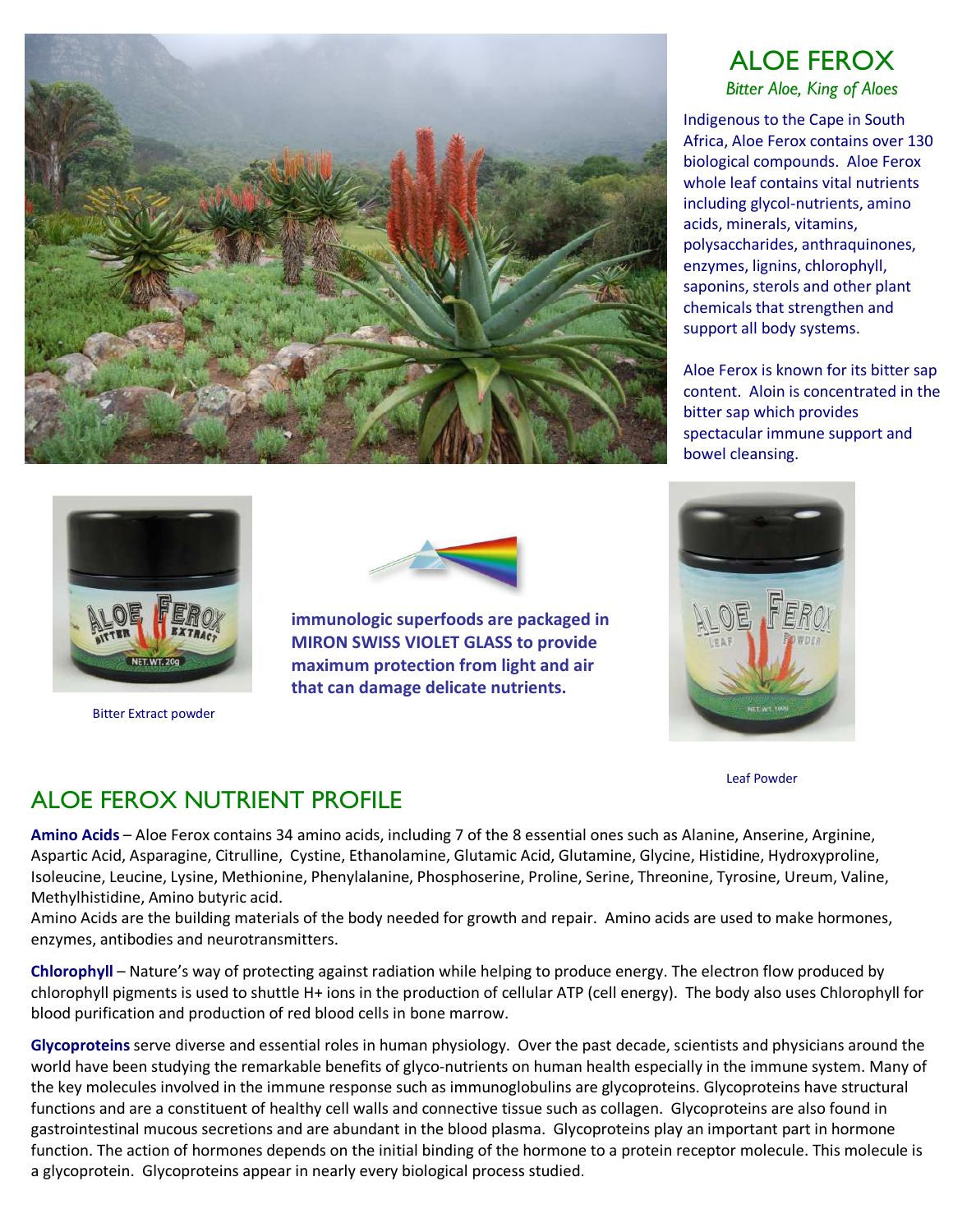# ALOE FEROX

*Bitter Aloe, King of Aloes*

Indigenous to the Cape in South Africa, Aloe Ferox contains over 130 biological compounds. Aloe Ferox whole leaf contains vital nutrients including glycol-nutrients, amino acids, minerals, vitamins, polysaccharides, anthraquinones, enzymes, lignins, chlorophyll, saponins, sterols and other plant chemicals that strengthen and support all body systems.

Aloe Ferox is known for its bitter sap content. Aloin is concentrated in the bitter sap which provides spectacular immune support and bowel cleansing.

Bitter Extract powder

**immunologic superfoods are packaged in MIRON SWISS VIOLET GLASS to provide maximum protection from light and air that can damage delicate nutrients.**

Leaf Powder

## ALOE FEROX NUTRIENT PROFILE

**Amino Acids** – Aloe Ferox contains 34 amino acids, including 7 of the 8 essential ones such as Alanine, Anserine, Arginine, Aspartic Acid, Asparagine, Citrulline, Cystine, Ethanolamine, Glutamic Acid, Glutamine, Glycine, Histidine, Hydroxyproline, Isoleucine, Leucine, Lysine, Methionine, Phenylalanine, Phosphoserine, Proline, Serine, Threonine, Tyrosine, Ureum, Valine, Methylhistidine, Amino butyric acid.
Amino Acids are the building materials of the body needed for growth and repair. Amino acids are used to make hormones, enzymes, antibodies and neurotransmitters.

**Chlorophyll** – Nature's way of protecting against radiation while helping to produce energy. The electron flow produced by chlorophyll pigments is used to shuttle H+ ions in the production of cellular ATP (cell energy). The body also uses Chlorophyll for blood purification and production of red blood cells in bone marrow.

**Glycoproteins** serve diverse and essential roles in human physiology. Over the past decade, scientists and physicians around the world have been studying the remarkable benefits of glyco-nutrients on human health especially in the immune system. Many of the key molecules involved in the immune response such as immunoglobulins are glycoproteins. Glycoproteins have structural functions and are a constituent of healthy cell walls and connective tissue such as collagen. Glycoproteins are also found in gastrointestinal mucous secretions and are abundant in the blood plasma. Glycoproteins play an important part in hormone function. The action of hormones depends on the initial binding of the hormone to a protein receptor molecule. This molecule is a glycoprotein. Glycoproteins appear in nearly every biological process studied.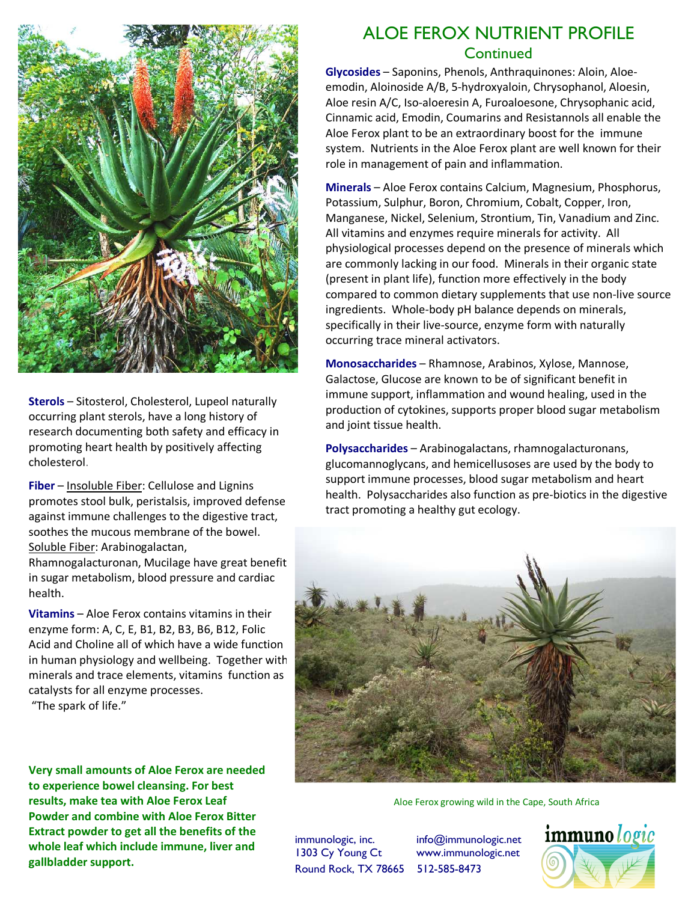# ALOE FEROX NUTRIENT PROFILE

## Continued

**Sterols** – Sitosterol, Cholesterol, Lupeol naturally occurring plant sterols, have a long history of research documenting both safety and efficacy in promoting heart health by positively affecting cholesterol.

**Fiber** – Insoluble Fiber: Cellulose and Lignins promotes stool bulk, peristalsis, improved defense against immune challenges to the digestive tract, soothes the mucous membrane of the bowel. Soluble Fiber: Arabinogalactan, Rhamnogalacturonan, Mucilage have great benefit in sugar metabolism, blood pressure and cardiac health.

**Vitamins** – Aloe Ferox contains vitamins in their enzyme form: A, C, E, B1, B2, B3, B6, B12, Folic Acid and Choline all of which have a wide function in human physiology and wellbeing. Together with minerals and trace elements, vitamins function as catalysts for all enzyme processes. "The spark of life."

**Very small amounts of Aloe Ferox are needed to experience bowel cleansing. For best results, make tea with Aloe Ferox Leaf Powder and combine with Aloe Ferox Bitter Extract powder to get all the benefits of the whole leaf which include immune, liver and gallbladder support.**

**Glycosides** – Saponins, Phenols, Anthraquinones: Aloin, Aloe-emodin, Aloinoside A/B, 5-hydroxyaloin, Chrysophanol, Aloesin, Aloe resin A/C, Iso-aloeresin A, Furoaloesone, Chrysophanic acid, Cinnamic acid, Emodin, Coumarins and Resistannols all enable the Aloe Ferox plant to be an extraordinary boost for the immune system. Nutrients in the Aloe Ferox plant are well known for their role in management of pain and inflammation.

**Minerals** – Aloe Ferox contains Calcium, Magnesium, Phosphorus, Potassium, Sulphur, Boron, Chromium, Cobalt, Copper, Iron, Manganese, Nickel, Selenium, Strontium, Tin, Vanadium and Zinc. All vitamins and enzymes require minerals for activity. All physiological processes depend on the presence of minerals which are commonly lacking in our food. Minerals in their organic state (present in plant life), function more effectively in the body compared to common dietary supplements that use non-live source ingredients. Whole-body pH balance depends on minerals, specifically in their live-source, enzyme form with naturally occurring trace mineral activators.

**Monosaccharides** – Rhamnose, Arabinos, Xylose, Mannose, Galactose, Glucose are known to be of significant benefit in immune support, inflammation and wound healing, used in the production of cytokines, supports proper blood sugar metabolism and joint tissue health.

**Polysaccharides** – Arabinogalactans, rhamnogalacturonans, glucomannoglycans, and hemicellusoses are used by the body to support immune processes, blood sugar metabolism and heart health. Polysaccharides also function as pre-biotics in the digestive tract promoting a healthy gut ecology.

Aloe Ferox growing wild in the Cape, South Africa

immunologic, inc.
1303 Cy Young Ct
Round Rock, TX 78665

info@immunologic.net
www.immunologic.net
512-585-8473

immunologic